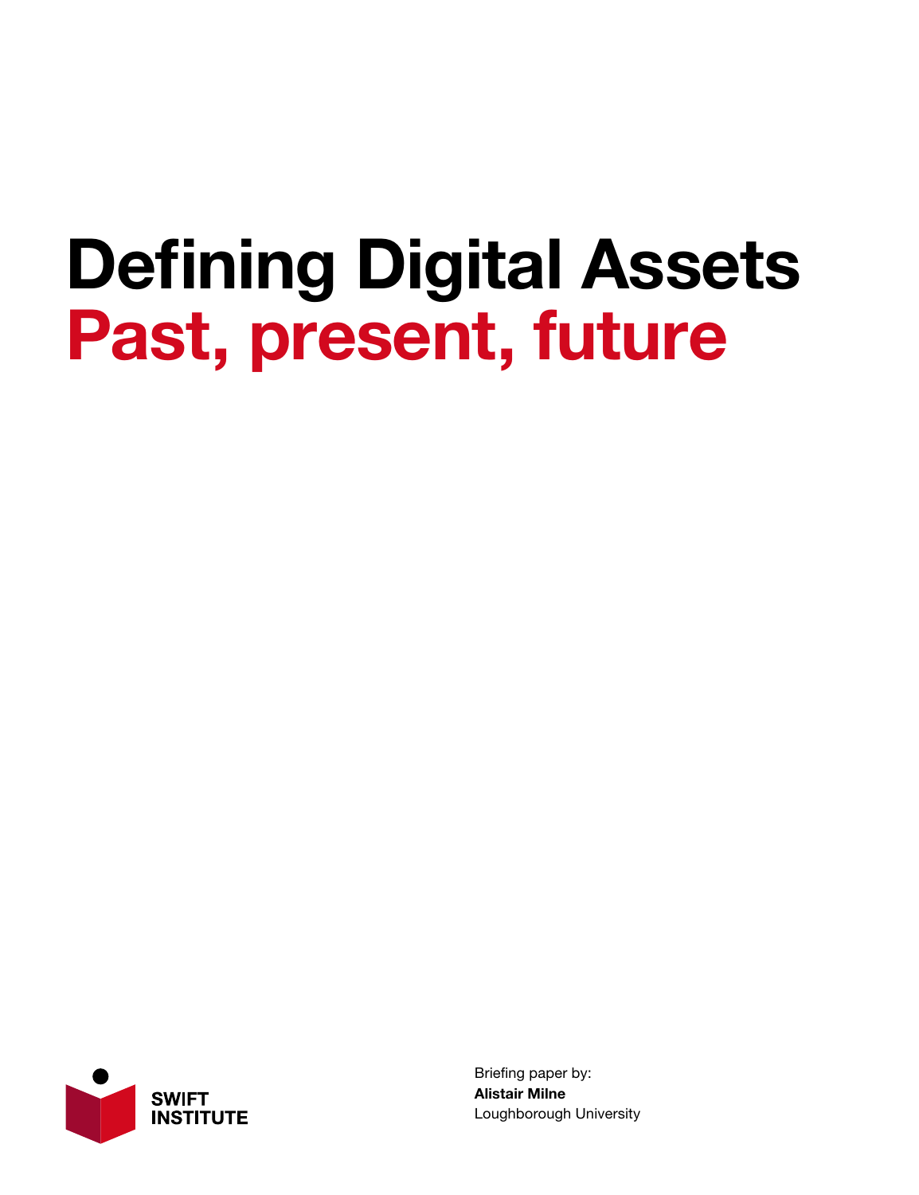# Defining Digital Assets
## Past, present, future

SWIFT INSTITUTE

Briefing paper by:
**Alistair Milne**
Loughborough University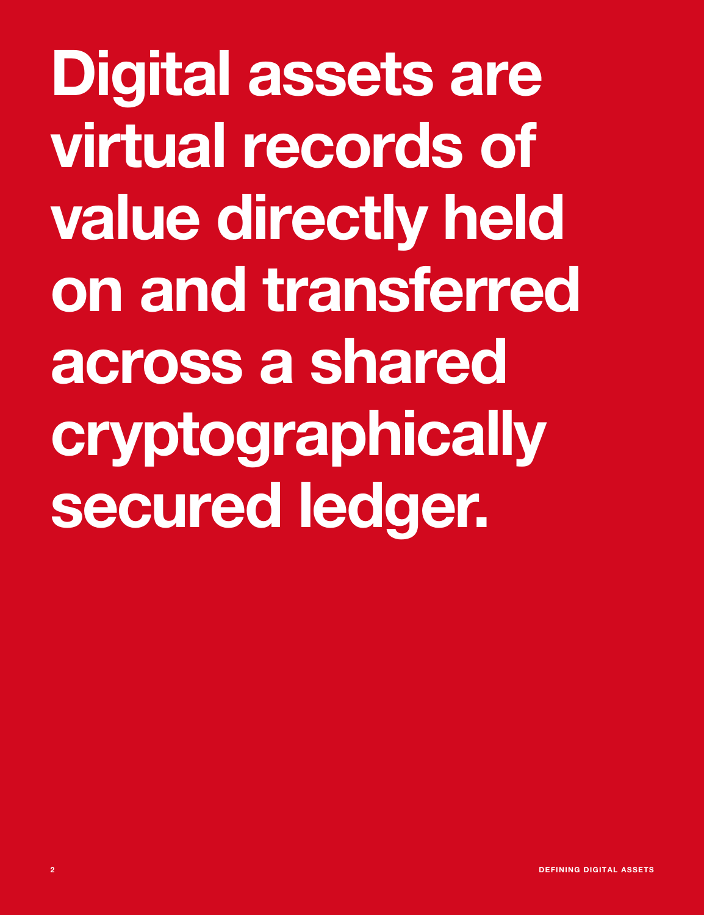# Digital assets are virtual records of value directly held on and transferred across a shared cryptographically secured ledger.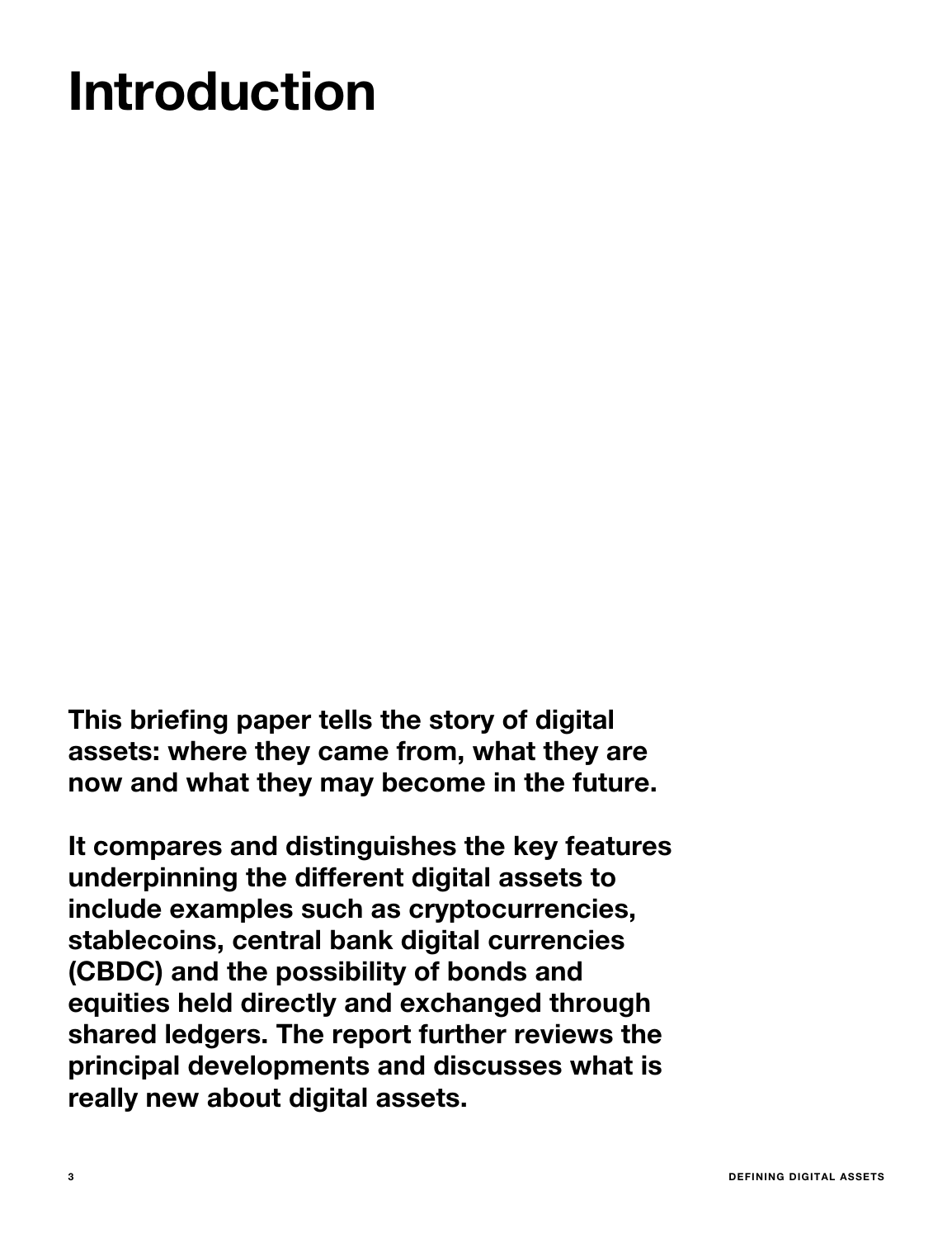# Introduction

**This briefing paper tells the story of digital assets: where they came from, what they are now and what they may become in the future.**

**It compares and distinguishes the key features underpinning the different digital assets to include examples such as cryptocurrencies, stablecoins, central bank digital currencies (CBDC) and the possibility of bonds and equities held directly and exchanged through shared ledgers. The report further reviews the principal developments and discusses what is really new about digital assets.**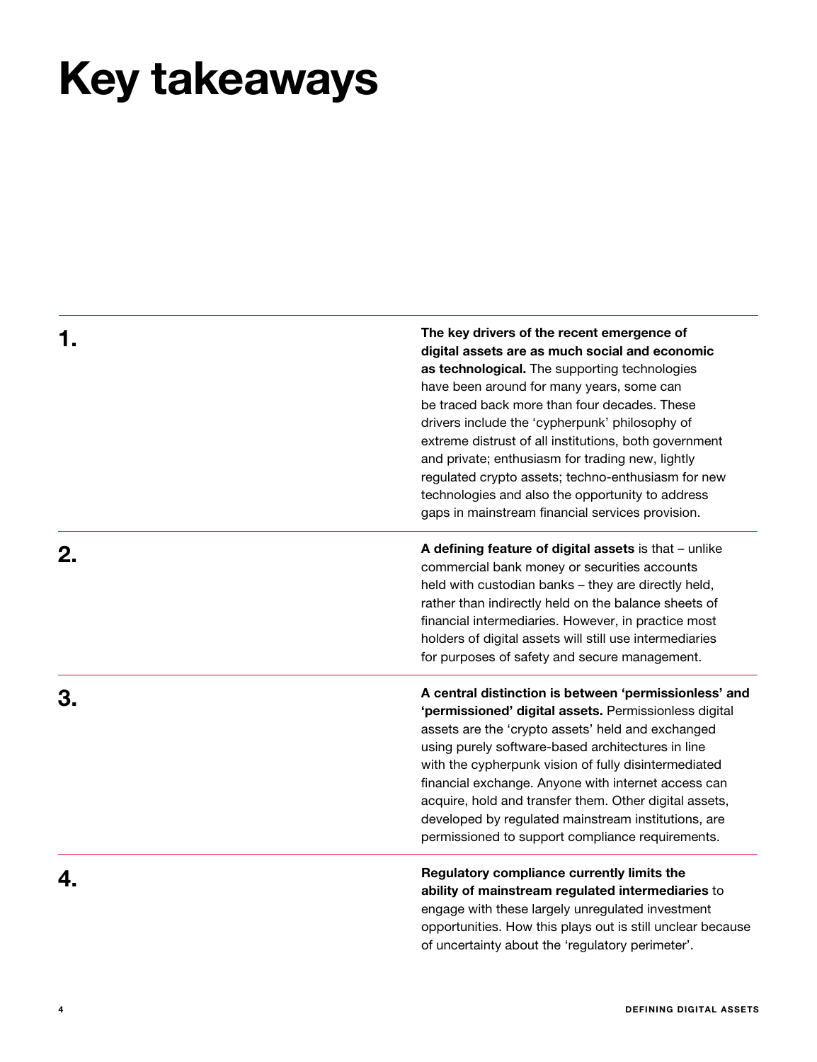# Key takeaways

1. **The key drivers of the recent emergence of digital assets are as much social and economic as technological.** The supporting technologies have been around for many years, some can be traced back more than four decades. These drivers include the 'cypherpunk' philosophy of extreme distrust of all institutions, both government and private; enthusiasm for trading new, lightly regulated crypto assets; techno-enthusiasm for new technologies and also the opportunity to address gaps in mainstream financial services provision.

2. **A defining feature of digital assets** is that – unlike commercial bank money or securities accounts held with custodian banks – they are directly held, rather than indirectly held on the balance sheets of financial intermediaries. However, in practice most holders of digital assets will still use intermediaries for purposes of safety and secure management.

3. **A central distinction is between 'permissionless' and 'permissioned' digital assets.** Permissionless digital assets are the 'crypto assets' held and exchanged using purely software-based architectures in line with the cypherpunk vision of fully disintermediated financial exchange. Anyone with internet access can acquire, hold and transfer them. Other digital assets, developed by regulated mainstream institutions, are permissioned to support compliance requirements.

4. **Regulatory compliance currently limits the ability of mainstream regulated intermediaries** to engage with these largely unregulated investment opportunities. How this plays out is still unclear because of uncertainty about the 'regulatory perimeter'.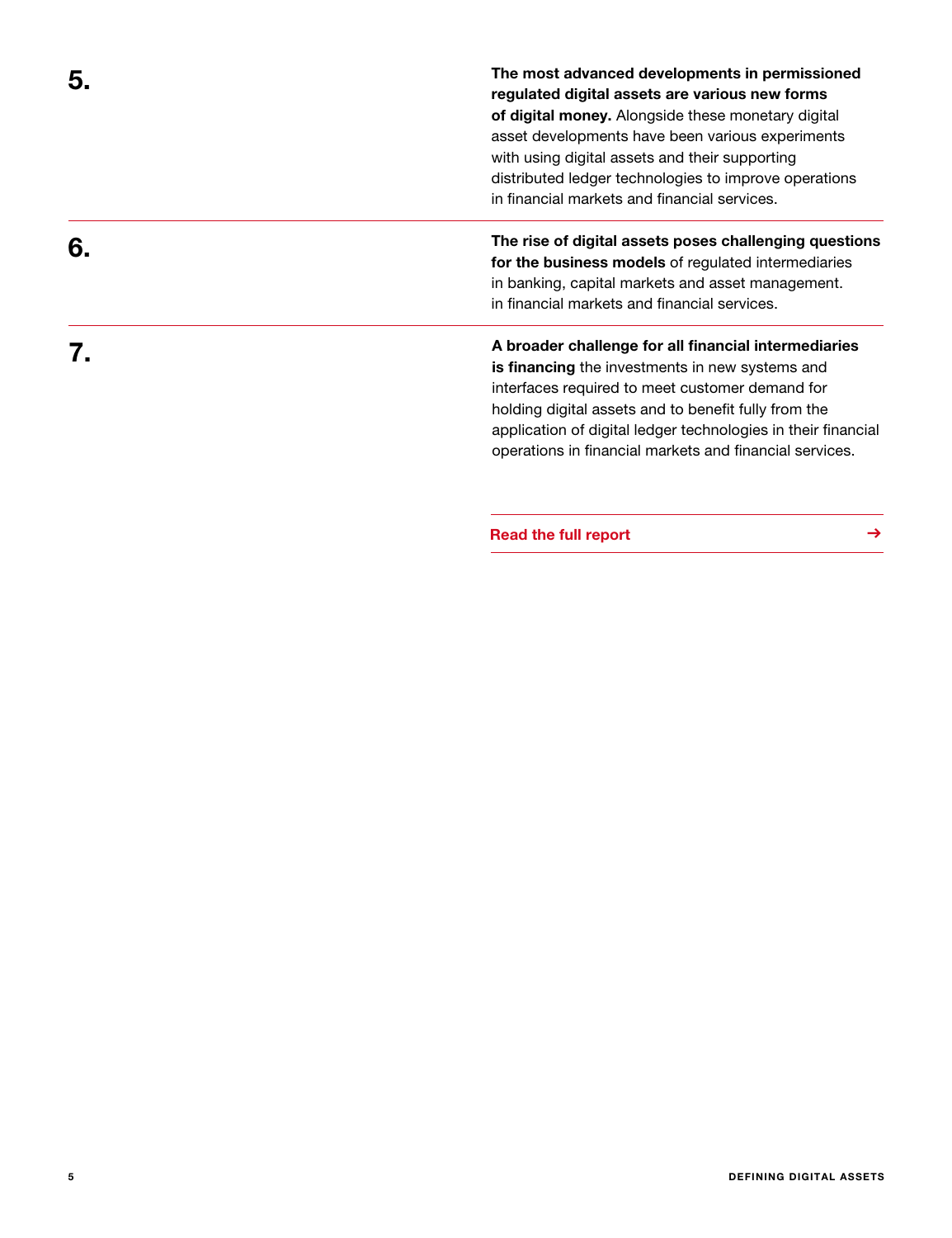**5.**

**The most advanced developments in permissioned regulated digital assets are various new forms of digital money.** Alongside these monetary digital asset developments have been various experiments with using digital assets and their supporting distributed ledger technologies to improve operations in financial markets and financial services.

**6.**

**The rise of digital assets poses challenging questions for the business models** of regulated intermediaries in banking, capital markets and asset management. in financial markets and financial services.

**7.**

**A broader challenge for all financial intermediaries is financing** the investments in new systems and interfaces required to meet customer demand for holding digital assets and to benefit fully from the application of digital ledger technologies in their financial operations in financial markets and financial services.

**Read the full report** →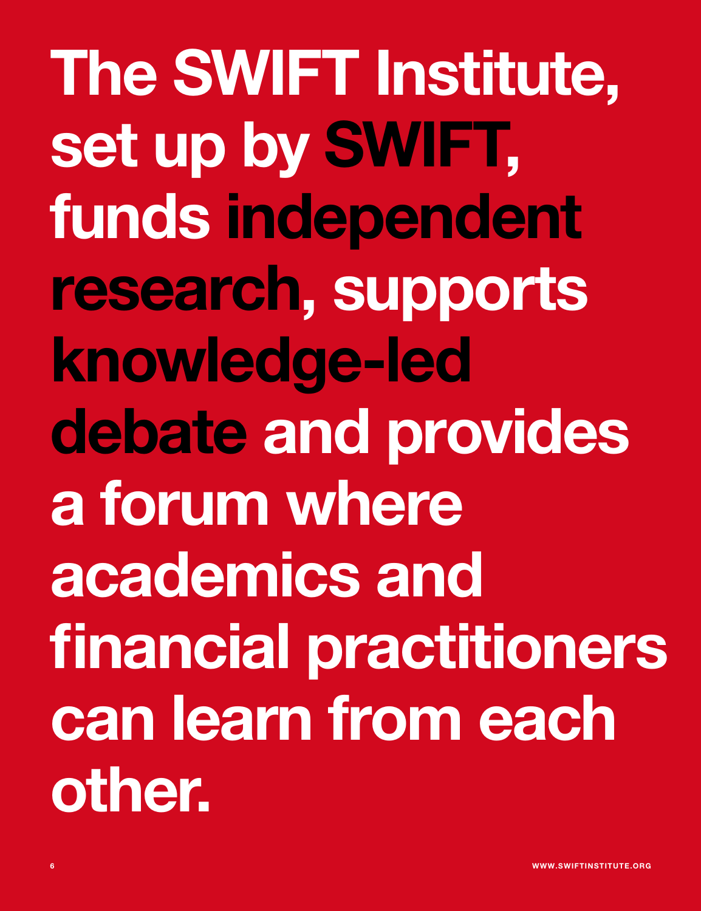# The SWIFT Institute, set up by **SWIFT**, funds **independent research**, supports **knowledge-led debate** and provides a forum where academics and financial practitioners can learn from each other.

WWW.SWIFTINSTITUTE.ORG